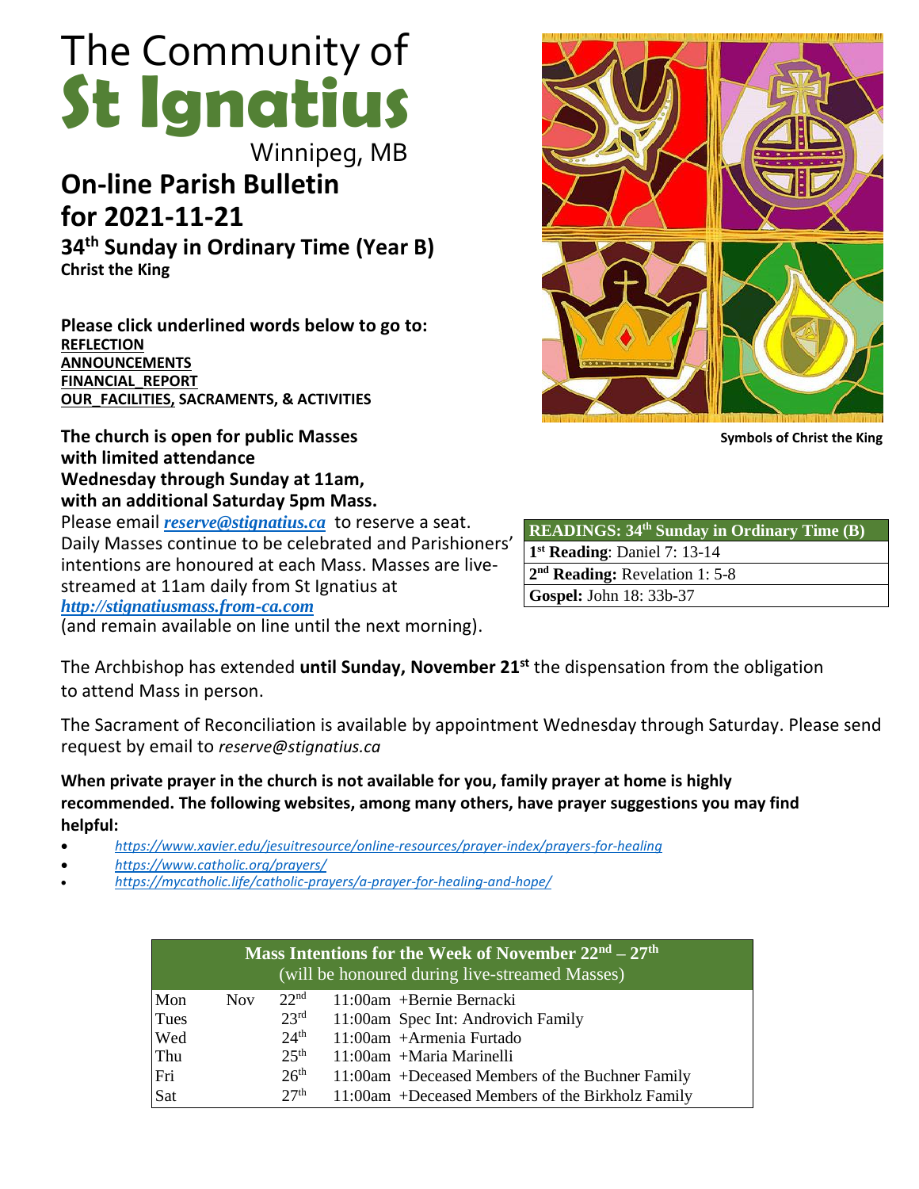# The Community of St Ignatius

Winnipeg, MB

## On-line Parish Bulletin for 2021-11-21

### 34th Sunday in Ordinary Time (Year B)

**Christ the King**

**Please click underlined words below to go to:**
**REFLECTION**
**ANNOUNCEMENTS**
**FINANCIAL_REPORT**
**OUR_FACILITIES, SACRAMENTS, & ACTIVITIES**

Symbols of Christ the King

**The church is open for public Masses with limited attendance Wednesday through Sunday at 11am, with an additional Saturday 5pm Mass.**

Please email ***reserve@stignatius.ca*** to reserve a seat. Daily Masses continue to be celebrated and Parishioners' intentions are honoured at each Mass. Masses are live-streamed at 11am daily from St Ignatius at ***http://stignatiusmass.from-ca.com*** (and remain available on line until the next morning).

| READINGS: 34th Sunday in Ordinary Time (B) |
|---|
| **1st Reading**: Daniel 7: 13-14 |
| **2nd Reading:** Revelation 1: 5-8 |
| **Gospel:** John 18: 33b-37 |

The Archbishop has extended **until Sunday, November 21st** the dispensation from the obligation to attend Mass in person.

The Sacrament of Reconciliation is available by appointment Wednesday through Saturday. Please send request by email to *reserve@stignatius.ca*

**When private prayer in the church is not available for you, family prayer at home is highly recommended. The following websites, among many others, have prayer suggestions you may find helpful:**

- *https://www.xavier.edu/jesuitresource/online-resources/prayer-index/prayers-for-healing*
- *https://www.catholic.org/prayers/*
- *https://mycatholic.life/catholic-prayers/a-prayer-for-healing-and-hope/*

| Mass Intentions for the Week of November 22nd – 27th (will be honoured during live-streamed Masses) | | | |
|---|---|---|---|
| Mon | Nov | 22nd | 11:00am +Bernie Bernacki |
| Tues | | 23rd | 11:00am Spec Int: Androvich Family |
| Wed | | 24th | 11:00am +Armenia Furtado |
| Thu | | 25th | 11:00am +Maria Marinelli |
| Fri | | 26th | 11:00am +Deceased Members of the Buchner Family |
| Sat | | 27th | 11:00am +Deceased Members of the Birkholz Family |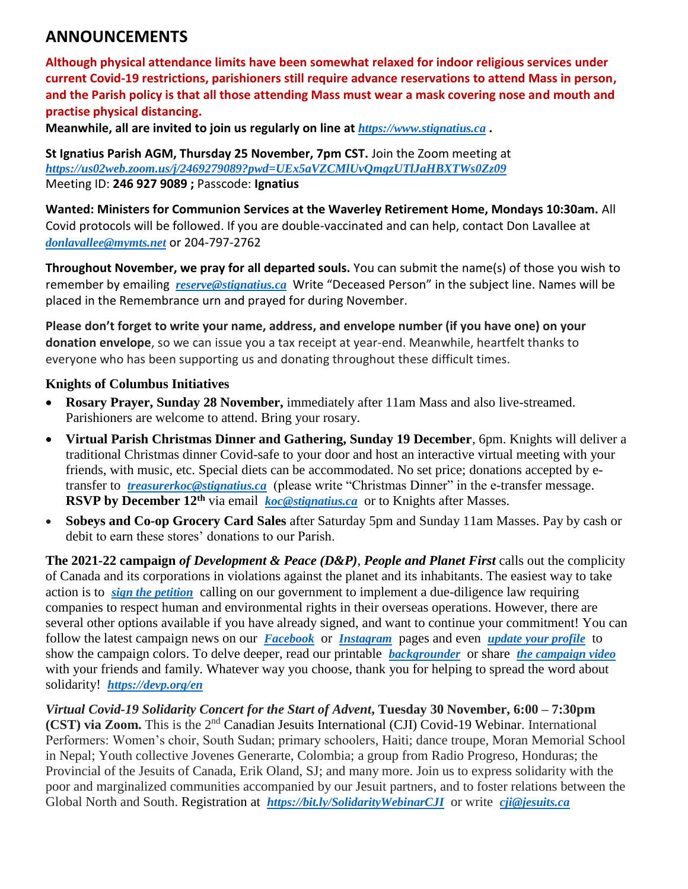# ANNOUNCEMENTS

**Although physical attendance limits have been somewhat relaxed for indoor religious services under current Covid-19 restrictions, parishioners still require advance reservations to attend Mass in person, and the Parish policy is that all those attending Mass must wear a mask covering nose and mouth and practise physical distancing.**

**Meanwhile, all are invited to join us regularly on line at *https://www.stignatius.ca* .**

**St Ignatius Parish AGM, Thursday 25 November, 7pm CST.** Join the Zoom meeting at *https://us02web.zoom.us/j/2469279089?pwd=UEx5aVZCMlUvQmgzUTlJaHBXTWs0Zz09*
Meeting ID: **246 927 9089 ;** Passcode: **Ignatius**

**Wanted: Ministers for Communion Services at the Waverley Retirement Home, Mondays 10:30am.** All Covid protocols will be followed. If you are double-vaccinated and can help, contact Don Lavallee at *donlavallee@mymts.net* or 204-797-2762

**Throughout November, we pray for all departed souls.** You can submit the name(s) of those you wish to remember by emailing *reserve@stignatius.ca* Write "Deceased Person" in the subject line. Names will be placed in the Remembrance urn and prayed for during November.

**Please don't forget to write your name, address, and envelope number (if you have one) on your donation envelope**, so we can issue you a tax receipt at year-end. Meanwhile, heartfelt thanks to everyone who has been supporting us and donating throughout these difficult times.

### Knights of Columbus Initiatives

- **Rosary Prayer, Sunday 28 November,** immediately after 11am Mass and also live-streamed. Parishioners are welcome to attend. Bring your rosary.
- **Virtual Parish Christmas Dinner and Gathering, Sunday 19 December**, 6pm. Knights will deliver a traditional Christmas dinner Covid-safe to your door and host an interactive virtual meeting with your friends, with music, etc. Special diets can be accommodated. No set price; donations accepted by e-transfer to *treasurerkoc@stignatius.ca* (please write "Christmas Dinner" in the e-transfer message. **RSVP by December 12th** via email *koc@stignatius.ca* or to Knights after Masses.
- **Sobeys and Co-op Grocery Card Sales** after Saturday 5pm and Sunday 11am Masses. Pay by cash or debit to earn these stores' donations to our Parish.

**The 2021-22 campaign *of Development & Peace (D&P)*, *People and Planet First*** calls out the complicity of Canada and its corporations in violations against the planet and its inhabitants. The easiest way to take action is to ***sign the petition*** calling on our government to implement a due-diligence law requiring companies to respect human and environmental rights in their overseas operations. However, there are several other options available if you have already signed, and want to continue your commitment! You can follow the latest campaign news on our ***Facebook*** or ***Instagram*** pages and even ***update your profile*** to show the campaign colors. To delve deeper, read our printable ***backgrounder*** or share ***the campaign video*** with your friends and family. Whatever way you choose, thank you for helping to spread the word about solidarity! ***https://devp.org/en***

***Virtual Covid-19 Solidarity Concert for the Start of Advent*, Tuesday 30 November, 6:00 – 7:30pm (CST) via Zoom.** This is the 2nd Canadian Jesuits International (CJI) Covid-19 Webinar. International Performers: Women's choir, South Sudan; primary schoolers, Haiti; dance troupe, Moran Memorial School in Nepal; Youth collective Jovenes Generarte, Colombia; a group from Radio Progreso, Honduras; the Provincial of the Jesuits of Canada, Erik Oland, SJ; and many more. Join us to express solidarity with the poor and marginalized communities accompanied by our Jesuit partners, and to foster relations between the Global North and South. Registration at ***https://bit.ly/SolidarityWebinarCJI*** or write ***cji@jesuits.ca***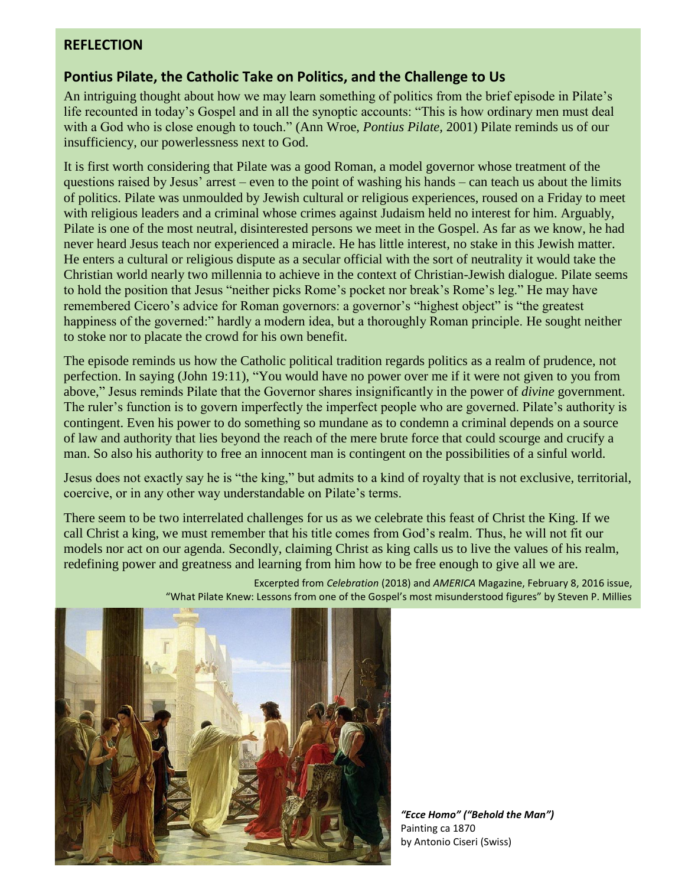## REFLECTION

### Pontius Pilate, the Catholic Take on Politics, and the Challenge to Us

An intriguing thought about how we may learn something of politics from the brief episode in Pilate's life recounted in today's Gospel and in all the synoptic accounts: "This is how ordinary men must deal with a God who is close enough to touch." (Ann Wroe, *Pontius Pilate,* 2001) Pilate reminds us of our insufficiency, our powerlessness next to God.

It is first worth considering that Pilate was a good Roman, a model governor whose treatment of the questions raised by Jesus' arrest – even to the point of washing his hands – can teach us about the limits of politics. Pilate was unmoulded by Jewish cultural or religious experiences, roused on a Friday to meet with religious leaders and a criminal whose crimes against Judaism held no interest for him. Arguably, Pilate is one of the most neutral, disinterested persons we meet in the Gospel. As far as we know, he had never heard Jesus teach nor experienced a miracle. He has little interest, no stake in this Jewish matter. He enters a cultural or religious dispute as a secular official with the sort of neutrality it would take the Christian world nearly two millennia to achieve in the context of Christian-Jewish dialogue. Pilate seems to hold the position that Jesus "neither picks Rome's pocket nor break's Rome's leg." He may have remembered Cicero's advice for Roman governors: a governor's "highest object" is "the greatest happiness of the governed:" hardly a modern idea, but a thoroughly Roman principle. He sought neither to stoke nor to placate the crowd for his own benefit.

The episode reminds us how the Catholic political tradition regards politics as a realm of prudence, not perfection. In saying (John 19:11), "You would have no power over me if it were not given to you from above," Jesus reminds Pilate that the Governor shares insignificantly in the power of *divine* government. The ruler's function is to govern imperfectly the imperfect people who are governed. Pilate's authority is contingent. Even his power to do something so mundane as to condemn a criminal depends on a source of law and authority that lies beyond the reach of the mere brute force that could scourge and crucify a man. So also his authority to free an innocent man is contingent on the possibilities of a sinful world.

Jesus does not exactly say he is "the king," but admits to a kind of royalty that is not exclusive, territorial, coercive, or in any other way understandable on Pilate's terms.

There seem to be two interrelated challenges for us as we celebrate this feast of Christ the King. If we call Christ a king, we must remember that his title comes from God's realm. Thus, he will not fit our models nor act on our agenda. Secondly, claiming Christ as king calls us to live the values of his realm, redefining power and greatness and learning from him how to be free enough to give all we are.

Excerpted from *Celebration* (2018) and *AMERICA* Magazine, February 8, 2016 issue, "What Pilate Knew: Lessons from one of the Gospel's most misunderstood figures" by Steven P. Millies

***"Ecce Homo" ("Behold the Man")***
Painting ca 1870
by Antonio Ciseri (Swiss)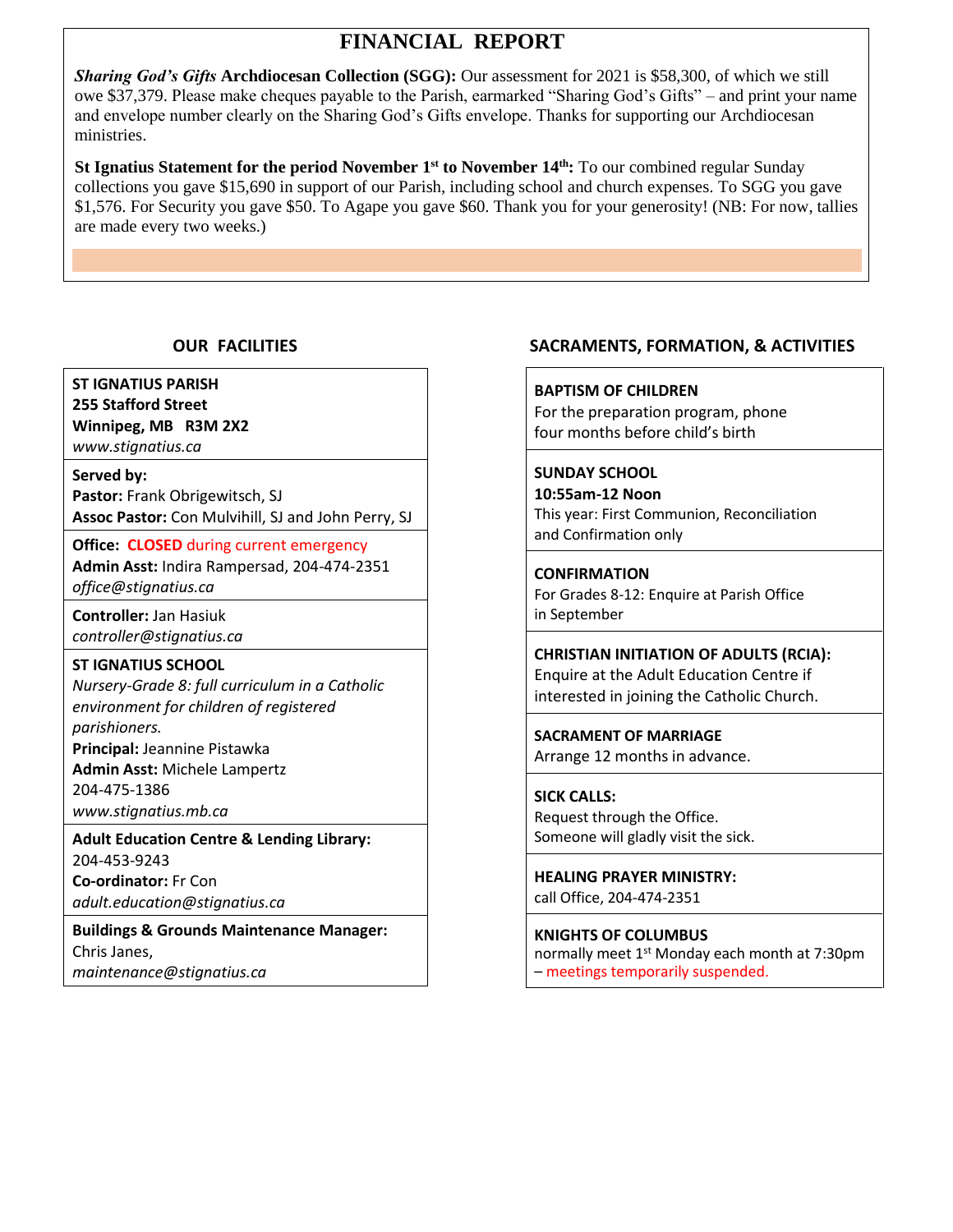# FINANCIAL REPORT

***Sharing God's Gifts* Archdiocesan Collection (SGG):** Our assessment for 2021 is $58,300, of which we still owe $37,379. Please make cheques payable to the Parish, earmarked "Sharing God's Gifts" – and print your name and envelope number clearly on the Sharing God's Gifts envelope. Thanks for supporting our Archdiocesan ministries.

**St Ignatius Statement for the period November 1st to November 14th:** To our combined regular Sunday collections you gave $15,690 in support of our Parish, including school and church expenses. To SGG you gave $1,576. For Security you gave $50. To Agape you gave $60. Thank you for your generosity! (NB: For now, tallies are made every two weeks.)

## OUR FACILITIES

**ST IGNATIUS PARISH**
**255 Stafford Street**
**Winnipeg, MB R3M 2X2**
*www.stignatius.ca*

**Served by:**
**Pastor:** Frank Obrigewitsch, SJ
**Assoc Pastor:** Con Mulvihill, SJ and John Perry, SJ

**Office: CLOSED** during current emergency
**Admin Asst:** Indira Rampersad, 204-474-2351
*office@stignatius.ca*

**Controller:** Jan Hasiuk
*controller@stignatius.ca*

**ST IGNATIUS SCHOOL**
*Nursery-Grade 8: full curriculum in a Catholic environment for children of registered parishioners.*
**Principal:** Jeannine Pistawka
**Admin Asst:** Michele Lampertz
204-475-1386
*www.stignatius.mb.ca*

**Adult Education Centre & Lending Library:**
204-453-9243
**Co-ordinator:** Fr Con
*adult.education@stignatius.ca*

**Buildings & Grounds Maintenance Manager:**
Chris Janes,
*maintenance@stignatius.ca*

## SACRAMENTS, FORMATION, & ACTIVITIES

**BAPTISM OF CHILDREN**
For the preparation program, phone four months before child's birth

**SUNDAY SCHOOL**
**10:55am-12 Noon**
This year: First Communion, Reconciliation and Confirmation only

**CONFIRMATION**
For Grades 8-12: Enquire at Parish Office in September

**CHRISTIAN INITIATION OF ADULTS (RCIA):**
Enquire at the Adult Education Centre if interested in joining the Catholic Church.

**SACRAMENT OF MARRIAGE**
Arrange 12 months in advance.

**SICK CALLS:**
Request through the Office.
Someone will gladly visit the sick.

**HEALING PRAYER MINISTRY:**
call Office, 204-474-2351

**KNIGHTS OF COLUMBUS**
normally meet 1st Monday each month at 7:30pm – meetings temporarily suspended.